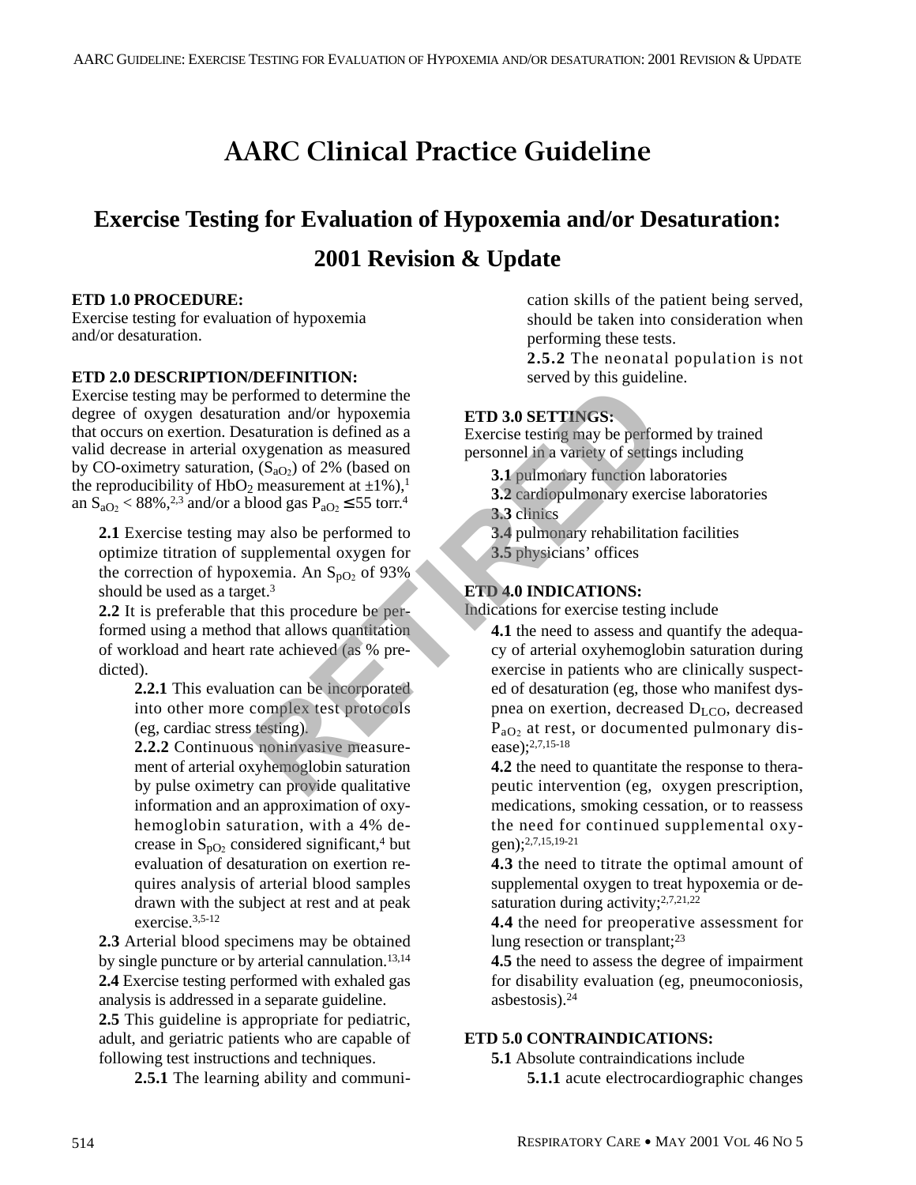# AARC Clinical Practice Guideline

## Exercise Testing for Evaluation of Hypoxemia and/or Desaturation: 2001 Revision & Update

**ETD 1.0 PROCEDURE:**
Exercise testing for evaluation of hypoxemia and/or desaturation.

**ETD 2.0 DESCRIPTION/DEFINITION:**
Exercise testing may be performed to determine the degree of oxygen desaturation and/or hypoxemia that occurs on exertion. Desaturation is defined as a valid decrease in arterial oxygenation as measured by CO-oximetry saturation, ($S_{aO_2}$) of 2% (based on the reproducibility of $HbO_2$ measurement at ±1%),[1] an $S_{aO_2}$ < 88%,[2,3] and/or a blood gas $P_{aO_2} \leq 55$ torr.[4]

**2.1** Exercise testing may also be performed to optimize titration of supplemental oxygen for the correction of hypoxemia. An $S_{pO_2}$ of 93% should be used as a target.[3]

**2.2** It is preferable that this procedure be performed using a method that allows quantitation of workload and heart rate achieved (as % predicted).

**2.2.1** This evaluation can be incorporated into other more complex test protocols (eg, cardiac stress testing).

**2.2.2** Continuous noninvasive measurement of arterial oxyhemoglobin saturation by pulse oximetry can provide qualitative information and an approximation of oxyhemoglobin saturation, with a 4% decrease in $S_{pO_2}$ considered significant,[4] but evaluation of desaturation on exertion requires analysis of arterial blood samples drawn with the subject at rest and at peak exercise.[3,5-12]

**2.3** Arterial blood specimens may be obtained by single puncture or by arterial cannulation.[13,14]

**2.4** Exercise testing performed with exhaled gas analysis is addressed in a separate guideline.

**2.5** This guideline is appropriate for pediatric, adult, and geriatric patients who are capable of following test instructions and techniques.

**2.5.1** The learning ability and communication skills of the patient being served, should be taken into consideration when performing these tests.

**2.5.2** The neonatal population is not served by this guideline.

**ETD 3.0 SETTINGS:**
Exercise testing may be performed by trained personnel in a variety of settings including

**3.1** pulmonary function laboratories
**3.2** cardiopulmonary exercise laboratories
**3.3** clinics
**3.4** pulmonary rehabilitation facilities
**3.5** physicians' offices

**ETD 4.0 INDICATIONS:**
Indications for exercise testing include

**4.1** the need to assess and quantify the adequacy of arterial oxyhemoglobin saturation during exercise in patients who are clinically suspected of desaturation (eg, those who manifest dyspnea on exertion, decreased $D_{LCO}$, decreased $P_{aO_2}$ at rest, or documented pulmonary disease);[2,7,15-18]

**4.2** the need to quantitate the response to therapeutic intervention (eg, oxygen prescription, medications, smoking cessation, or to reassess the need for continued supplemental oxygen);[2,7,15,19-21]

**4.3** the need to titrate the optimal amount of supplemental oxygen to treat hypoxemia or desaturation during activity;[2,7,21,22]

**4.4** the need for preoperative assessment for lung resection or transplant;[23]

**4.5** the need to assess the degree of impairment for disability evaluation (eg, pneumoconiosis, asbestosis).[24]

**ETD 5.0 CONTRAINDICATIONS:**

**5.1** Absolute contraindications include

**5.1.1** acute electrocardiographic changes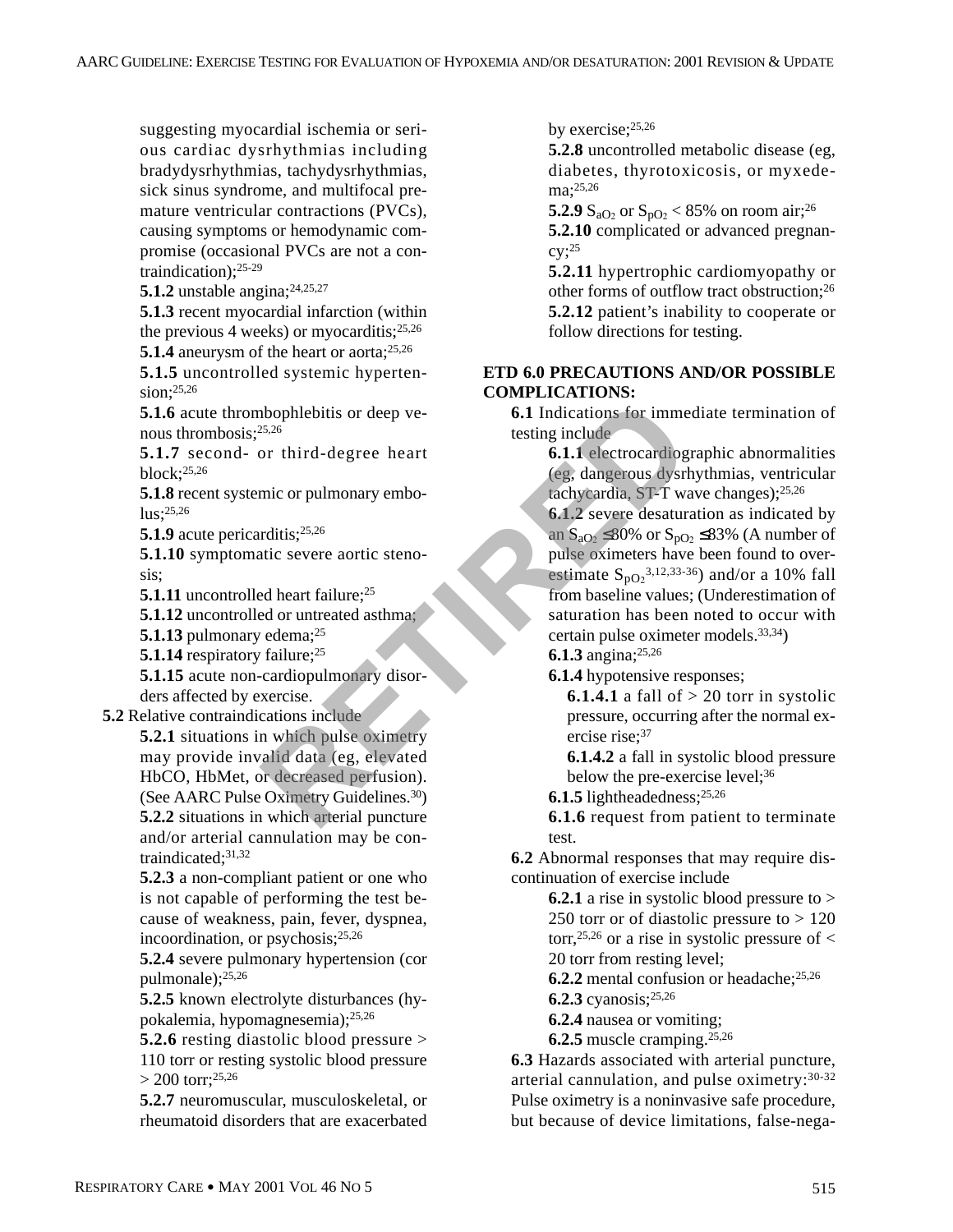suggesting myocardial ischemia or serious cardiac dysrhythmias including bradydysrhythmias, tachydysrhythmias, sick sinus syndrome, and multifocal premature ventricular contractions (PVCs), causing symptoms or hemodynamic compromise (occasional PVCs are not a contraindication);[25-29]

**5.1.2** unstable angina;[24,25,27]

**5.1.3** recent myocardial infarction (within the previous 4 weeks) or myocarditis;[25,26]

**5.1.4** aneurysm of the heart or aorta;[25,26]

**5.1.5** uncontrolled systemic hypertension;[25,26]

**5.1.6** acute thrombophlebitis or deep venous thrombosis;[25,26]

**5.1.7** second- or third-degree heart block;[25,26]

**5.1.8** recent systemic or pulmonary embolus;[25,26]

**5.1.9** acute pericarditis;[25,26]

**5.1.10** symptomatic severe aortic stenosis;

**5.1.11** uncontrolled heart failure;[25]

**5.1.12** uncontrolled or untreated asthma;

**5.1.13** pulmonary edema;[25]

**5.1.14** respiratory failure;[25]

**5.1.15** acute non-cardiopulmonary disorders affected by exercise.

**5.2** Relative contraindications include

**5.2.1** situations in which pulse oximetry may provide invalid data (eg, elevated HbCO, HbMet, or decreased perfusion). (See AARC Pulse Oximetry Guidelines.[30])

**5.2.2** situations in which arterial puncture and/or arterial cannulation may be contraindicated;[31,32]

**5.2.3** a non-compliant patient or one who is not capable of performing the test because of weakness, pain, fever, dyspnea, incoordination, or psychosis;[25,26]

**5.2.4** severe pulmonary hypertension (cor pulmonale);[25,26]

**5.2.5** known electrolyte disturbances (hypokalemia, hypomagnesemia);[25,26]

**5.2.6** resting diastolic blood pressure > 110 torr or resting systolic blood pressure > 200 torr;[25,26]

**5.2.7** neuromuscular, musculoskeletal, or rheumatoid disorders that are exacerbated by exercise;[25,26]

**5.2.8** uncontrolled metabolic disease (eg, diabetes, thyrotoxicosis, or myxedema;[25,26]

**5.2.9** $S_{aO_2}$ or $S_{pO_2}$ < 85% on room air;[26]

**5.2.10** complicated or advanced pregnancy;[25]

**5.2.11** hypertrophic cardiomyopathy or other forms of outflow tract obstruction;[26]

**5.2.12** patient's inability to cooperate or follow directions for testing.

## ETD 6.0 PRECAUTIONS AND/OR POSSIBLE COMPLICATIONS:

**6.1** Indications for immediate termination of testing include

**6.1.1** electrocardiographic abnormalities (eg, dangerous dysrhythmias, ventricular tachycardia, ST-T wave changes);[25,26]

**6.1.2** severe desaturation as indicated by an $S_{aO_2} \leq 80\%$ or $S_{pO_2} \leq 83\%$ (A number of pulse oximeters have been found to overestimate $S_{pO_2}$[3,12,33-36]) and/or a 10% fall from baseline values; (Underestimation of saturation has been noted to occur with certain pulse oximeter models.[33,34])

**6.1.3** angina;[25,26]

**6.1.4** hypotensive responses;

**6.1.4.1** a fall of > 20 torr in systolic pressure, occurring after the normal exercise rise;[37]

**6.1.4.2** a fall in systolic blood pressure below the pre-exercise level;[36]

**6.1.5** lightheadedness;[25,26]

**6.1.6** request from patient to terminate test.

**6.2** Abnormal responses that may require discontinuation of exercise include

**6.2.1** a rise in systolic blood pressure to > 250 torr or of diastolic pressure to > 120 torr,[25,26] or a rise in systolic pressure of < 20 torr from resting level;

**6.2.2** mental confusion or headache;[25,26]

**6.2.3** cyanosis;[25,26]

**6.2.4** nausea or vomiting;

**6.2.5** muscle cramping.[25,26]

**6.3** Hazards associated with arterial puncture, arterial cannulation, and pulse oximetry:[30-32] Pulse oximetry is a noninvasive safe procedure, but because of device limitations, false-nega-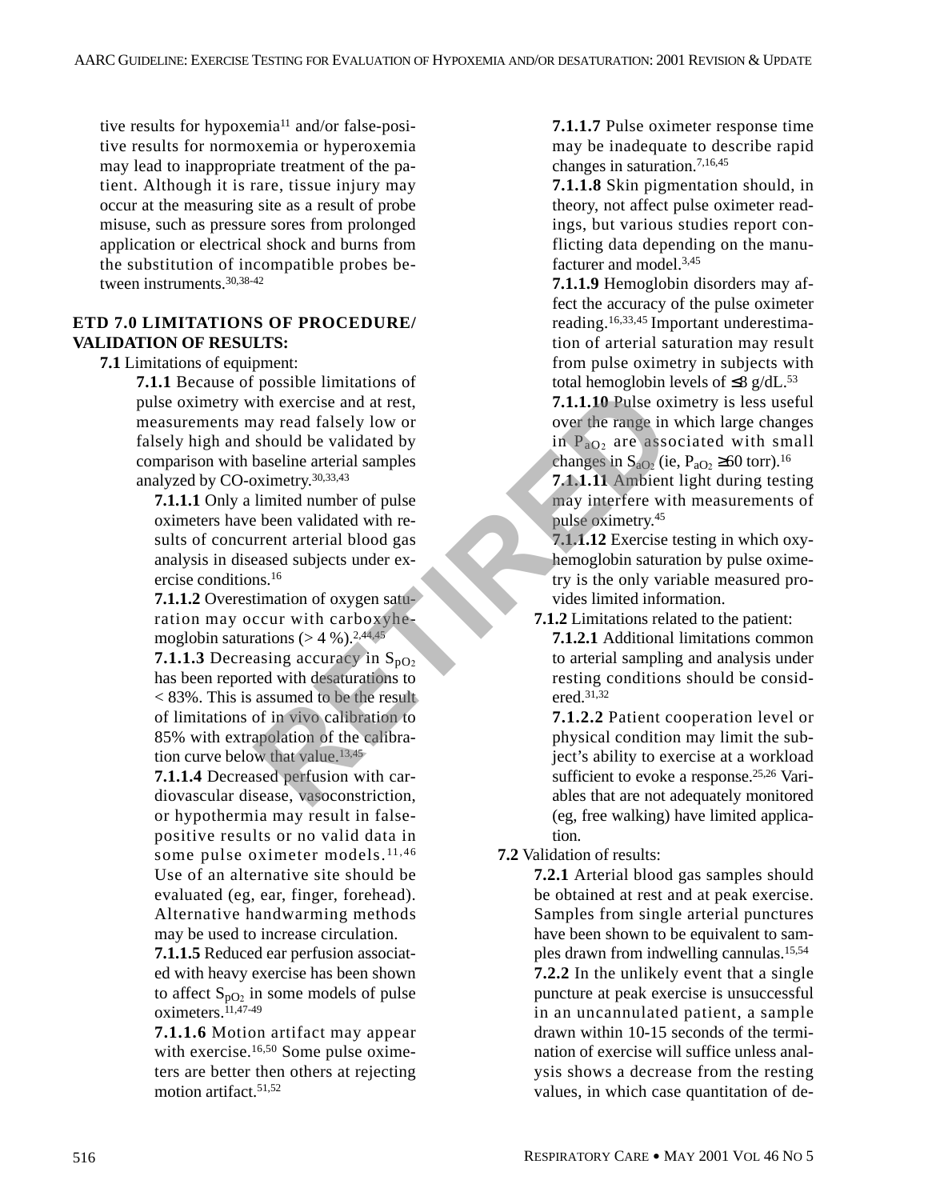tive results for hypoxemia[11] and/or false-positive results for normoxemia or hyperoxemia may lead to inappropriate treatment of the patient. Although it is rare, tissue injury may occur at the measuring site as a result of probe misuse, such as pressure sores from prolonged application or electrical shock and burns from the substitution of incompatible probes between instruments.[30,38-42]

**ETD 7.0 LIMITATIONS OF PROCEDURE/ VALIDATION OF RESULTS:**

**7.1** Limitations of equipment:

**7.1.1** Because of possible limitations of pulse oximetry with exercise and at rest, measurements may read falsely low or falsely high and should be validated by comparison with baseline arterial samples analyzed by CO-oximetry.[30,33,43]

**7.1.1.1** Only a limited number of pulse oximeters have been validated with results of concurrent arterial blood gas analysis in diseased subjects under exercise conditions.[16]

**7.1.1.2** Overestimation of oxygen saturation may occur with carboxyhemoglobin saturations (> 4 %).[2,44,45]

**7.1.1.3** Decreasing accuracy in $S_{pO_2}$ has been reported with desaturations to < 83%. This is assumed to be the result of limitations of in vivo calibration to 85% with extrapolation of the calibration curve below that value.[13,45]

**7.1.1.4** Decreased perfusion with cardiovascular disease, vasoconstriction, or hypothermia may result in false-positive results or no valid data in some pulse oximeter models.[11,46] Use of an alternative site should be evaluated (eg, ear, finger, forehead). Alternative handwarming methods may be used to increase circulation.

**7.1.1.5** Reduced ear perfusion associated with heavy exercise has been shown to affect $S_{pO_2}$ in some models of pulse oximeters.[11,47-49]

**7.1.1.6** Motion artifact may appear with exercise.[16,50] Some pulse oximeters are better then others at rejecting motion artifact.[51,52]

**7.1.1.7** Pulse oximeter response time may be inadequate to describe rapid changes in saturation.[7,16,45]

**7.1.1.8** Skin pigmentation should, in theory, not affect pulse oximeter readings, but various studies report conflicting data depending on the manufacturer and model.[3,45]

**7.1.1.9** Hemoglobin disorders may affect the accuracy of the pulse oximeter reading.[16,33,45] Important underestimation of arterial saturation may result from pulse oximetry in subjects with total hemoglobin levels of ≤ 8 g/dL.[53]

**7.1.1.10** Pulse oximetry is less useful over the range in which large changes in $P_{aO_2}$ are associated with small changes in $S_{aO_2}$ (ie, $P_{aO_2} \geq 60$ torr).[16]

**7.1.1.11** Ambient light during testing may interfere with measurements of pulse oximetry.[45]

**7.1.1.12** Exercise testing in which oxyhemoglobin saturation by pulse oximetry is the only variable measured provides limited information.

**7.1.2** Limitations related to the patient:

**7.1.2.1** Additional limitations common to arterial sampling and analysis under resting conditions should be considered.[31,32]

**7.1.2.2** Patient cooperation level or physical condition may limit the subject's ability to exercise at a workload sufficient to evoke a response.[25,26] Variables that are not adequately monitored (eg, free walking) have limited application.

**7.2** Validation of results:

**7.2.1** Arterial blood gas samples should be obtained at rest and at peak exercise. Samples from single arterial punctures have been shown to be equivalent to samples drawn from indwelling cannulas.[15,54]

**7.2.2** In the unlikely event that a single puncture at peak exercise is unsuccessful in an uncannulated patient, a sample drawn within 10-15 seconds of the termination of exercise will suffice unless analysis shows a decrease from the resting values, in which case quantitation of de-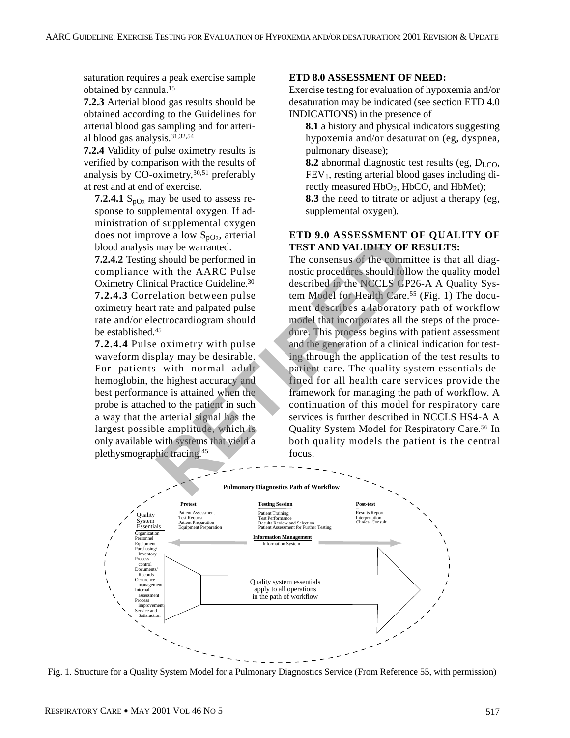saturation requires a peak exercise sample obtained by cannula.[15]

**7.2.3** Arterial blood gas results should be obtained according to the Guidelines for arterial blood gas sampling and for arterial blood gas analysis.[31,32,54]

**7.2.4** Validity of pulse oximetry results is verified by comparison with the results of analysis by CO-oximetry,[30,51] preferably at rest and at end of exercise.

**7.2.4.1** $S_{pO_2}$ may be used to assess response to supplemental oxygen. If administration of supplemental oxygen does not improve a low $S_{pO_2}$, arterial blood analysis may be warranted.

**7.2.4.2** Testing should be performed in compliance with the AARC Pulse Oximetry Clinical Practice Guideline.[30]

**7.2.4.3** Correlation between pulse oximetry heart rate and palpated pulse rate and/or electrocardiogram should be established.[45]

**7.2.4.4** Pulse oximetry with pulse waveform display may be desirable. For patients with normal adult hemoglobin, the highest accuracy and best performance is attained when the probe is attached to the patient in such a way that the arterial signal has the largest possible amplitude, which is only available with systems that yield a plethysmographic tracing.[45]

**ETD 8.0 ASSESSMENT OF NEED:**

Exercise testing for evaluation of hypoxemia and/or desaturation may be indicated (see section ETD 4.0 INDICATIONS) in the presence of

**8.1** a history and physical indicators suggesting hypoxemia and/or desaturation (eg, dyspnea, pulmonary disease);

**8.2** abnormal diagnostic test results (eg, $D_{LCO}$, $FEV_1$, resting arterial blood gases including directly measured $HbO_2$, HbCO, and HbMet);

**8.3** the need to titrate or adjust a therapy (eg, supplemental oxygen).

**ETD 9.0 ASSESSMENT OF QUALITY OF TEST AND VALIDITY OF RESULTS:**

The consensus of the committee is that all diagnostic procedures should follow the quality model described in the NCCLS GP26-A A Quality System Model for Health Care.[55] (Fig. 1) The document describes a laboratory path of workflow model that incorporates all the steps of the procedure. This process begins with patient assessment and the generation of a clinical indication for testing through the application of the test results to patient care. The quality system essentials defined for all health care services provide the framework for managing the path of workflow. A continuation of this model for respiratory care services is further described in NCCLS HS4-A A Quality System Model for Respiratory Care.[56] In both quality models the patient is the central focus.

Pulmonary Diagnostics Path of Workflow

Pretest
Patient Assessment
Test Request
Patient Preparation
Equipment Preparation

Testing Session
Patient Training
Test Performance
Results Review and Selection
Patient Assessment for Further Testing

Post-test
Results Report
Interpretation
Clinical Consult

Information Management
Information System

Quality System Essentials
Organization
Personnel
Equipment
Purchasing/Inventory
Process control
Documents/Records
Occurence management
Internal assessment
Process improvement
Service and Satisfaction

Quality system essentials apply to all operations in the path of workflow

Fig. 1. Structure for a Quality System Model for a Pulmonary Diagnostics Service (From Reference 55, with permission)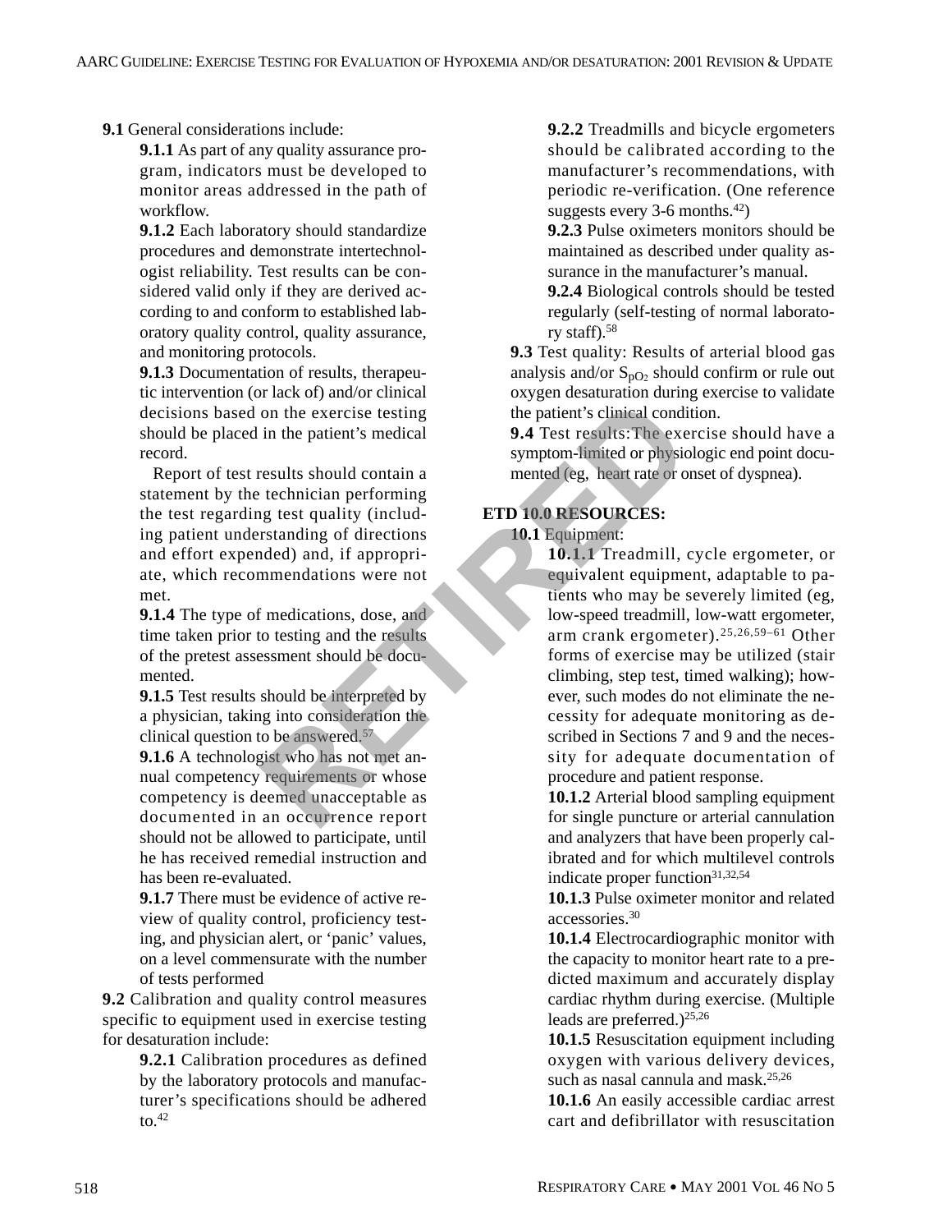**9.1** General considerations include:

**9.1.1** As part of any quality assurance program, indicators must be developed to monitor areas addressed in the path of workflow.

**9.1.2** Each laboratory should standardize procedures and demonstrate intertechnologist reliability. Test results can be considered valid only if they are derived according to and conform to established laboratory quality control, quality assurance, and monitoring protocols.

**9.1.3** Documentation of results, therapeutic intervention (or lack of) and/or clinical decisions based on the exercise testing should be placed in the patient's medical record.

Report of test results should contain a statement by the technician performing the test regarding test quality (including patient understanding of directions and effort expended) and, if appropriate, which recommendations were not met.

**9.1.4** The type of medications, dose, and time taken prior to testing and the results of the pretest assessment should be documented.

**9.1.5** Test results should be interpreted by a physician, taking into consideration the clinical question to be answered.[57]

**9.1.6** A technologist who has not met annual competency requirements or whose competency is deemed unacceptable as documented in an occurrence report should not be allowed to participate, until he has received remedial instruction and has been re-evaluated.

**9.1.7** There must be evidence of active review of quality control, proficiency testing, and physician alert, or 'panic' values, on a level commensurate with the number of tests performed

**9.2** Calibration and quality control measures specific to equipment used in exercise testing for desaturation include:

**9.2.1** Calibration procedures as defined by the laboratory protocols and manufacturer's specifications should be adhered to.[42]

**9.2.2** Treadmills and bicycle ergometers should be calibrated according to the manufacturer's recommendations, with periodic re-verification. (One reference suggests every 3-6 months.[42])

**9.2.3** Pulse oximeters monitors should be maintained as described under quality assurance in the manufacturer's manual.

**9.2.4** Biological controls should be tested regularly (self-testing of normal laboratory staff).[58]

**9.3** Test quality: Results of arterial blood gas analysis and/or $S_{pO_2}$ should confirm or rule out oxygen desaturation during exercise to validate the patient's clinical condition.

**9.4** Test results:The exercise should have a symptom-limited or physiologic end point documented (eg, heart rate or onset of dyspnea).

## ETD 10.0 RESOURCES:

**10.1** Equipment:

**10.1.1** Treadmill, cycle ergometer, or equivalent equipment, adaptable to patients who may be severely limited (eg, low-speed treadmill, low-watt ergometer, arm crank ergometer).[25,26,59–61] Other forms of exercise may be utilized (stair climbing, step test, timed walking); however, such modes do not eliminate the necessity for adequate monitoring as described in Sections 7 and 9 and the necessity for adequate documentation of procedure and patient response.

**10.1.2** Arterial blood sampling equipment for single puncture or arterial cannulation and analyzers that have been properly calibrated and for which multilevel controls indicate proper function[31,32,54]

**10.1.3** Pulse oximeter monitor and related accessories.[30]

**10.1.4** Electrocardiographic monitor with the capacity to monitor heart rate to a predicted maximum and accurately display cardiac rhythm during exercise. (Multiple leads are preferred.)[25,26]

**10.1.5** Resuscitation equipment including oxygen with various delivery devices, such as nasal cannula and mask.[25,26]

**10.1.6** An easily accessible cardiac arrest cart and defibrillator with resuscitation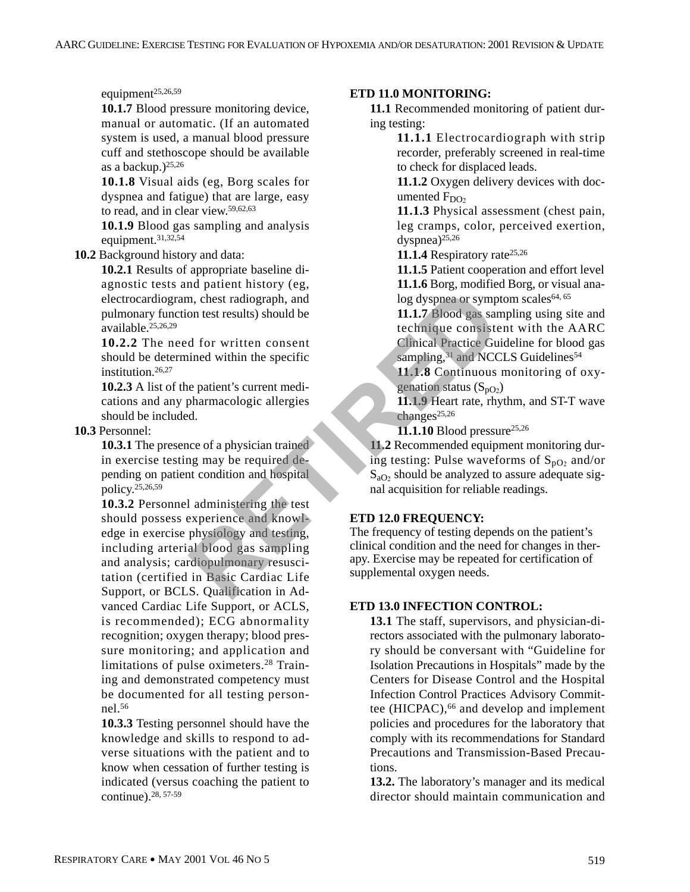equipment[25,26,59]

**10.1.7** Blood pressure monitoring device, manual or automatic. (If an automated system is used, a manual blood pressure cuff and stethoscope should be available as a backup.)[25,26]

**10.1.8** Visual aids (eg, Borg scales for dyspnea and fatigue) that are large, easy to read, and in clear view.[59,62,63]

**10.1.9** Blood gas sampling and analysis equipment.[31,32,54]

**10.2** Background history and data:

**10.2.1** Results of appropriate baseline diagnostic tests and patient history (eg, electrocardiogram, chest radiograph, and pulmonary function test results) should be available.[25,26,29]

**10.2.2** The need for written consent should be determined within the specific institution.[26,27]

**10.2.3** A list of the patient's current medications and any pharmacologic allergies should be included.

**10.3** Personnel:

**10.3.1** The presence of a physician trained in exercise testing may be required depending on patient condition and hospital policy.[25,26,59]

**10.3.2** Personnel administering the test should possess experience and knowledge in exercise physiology and testing, including arterial blood gas sampling and analysis; cardiopulmonary resuscitation (certified in Basic Cardiac Life Support, or BCLS. Qualification in Advanced Cardiac Life Support, or ACLS, is recommended); ECG abnormality recognition; oxygen therapy; blood pressure monitoring; and application and limitations of pulse oximeters.[28] Training and demonstrated competency must be documented for all testing personnel.[56]

**10.3.3** Testing personnel should have the knowledge and skills to respond to adverse situations with the patient and to know when cessation of further testing is indicated (versus coaching the patient to continue).[28, 57-59]

**ETD 11.0 MONITORING:**

**11.1** Recommended monitoring of patient during testing:

**11.1.1** Electrocardiograph with strip recorder, preferably screened in real-time to check for displaced leads.

**11.1.2** Oxygen delivery devices with documented $F_{DO_2}$

**11.1.3** Physical assessment (chest pain, leg cramps, color, perceived exertion, dyspnea)[25,26]

**11.1.4** Respiratory rate[25,26]

**11.1.5** Patient cooperation and effort level

**11.1.6** Borg, modified Borg, or visual analog dyspnea or symptom scales[64, 65]

**11.1.7** Blood gas sampling using site and technique consistent with the AARC Clinical Practice Guideline for blood gas sampling,[31] and NCCLS Guidelines[54]

**11.1.8** Continuous monitoring of oxygenation status ($S_{pO_2}$)

**11.1.9** Heart rate, rhythm, and ST-T wave changes[25,26]

**11.1.10** Blood pressure[25,26]

**11.2** Recommended equipment monitoring during testing: Pulse waveforms of $S_{pO_2}$ and/or $S_{aO_2}$ should be analyzed to assure adequate signal acquisition for reliable readings.

**ETD 12.0 FREQUENCY:**

The frequency of testing depends on the patient's clinical condition and the need for changes in therapy. Exercise may be repeated for certification of supplemental oxygen needs.

**ETD 13.0 INFECTION CONTROL:**

**13.1** The staff, supervisors, and physician-directors associated with the pulmonary laboratory should be conversant with "Guideline for Isolation Precautions in Hospitals" made by the Centers for Disease Control and the Hospital Infection Control Practices Advisory Committee (HICPAC),[66] and develop and implement policies and procedures for the laboratory that comply with its recommendations for Standard Precautions and Transmission-Based Precautions.

**13.2.** The laboratory's manager and its medical director should maintain communication and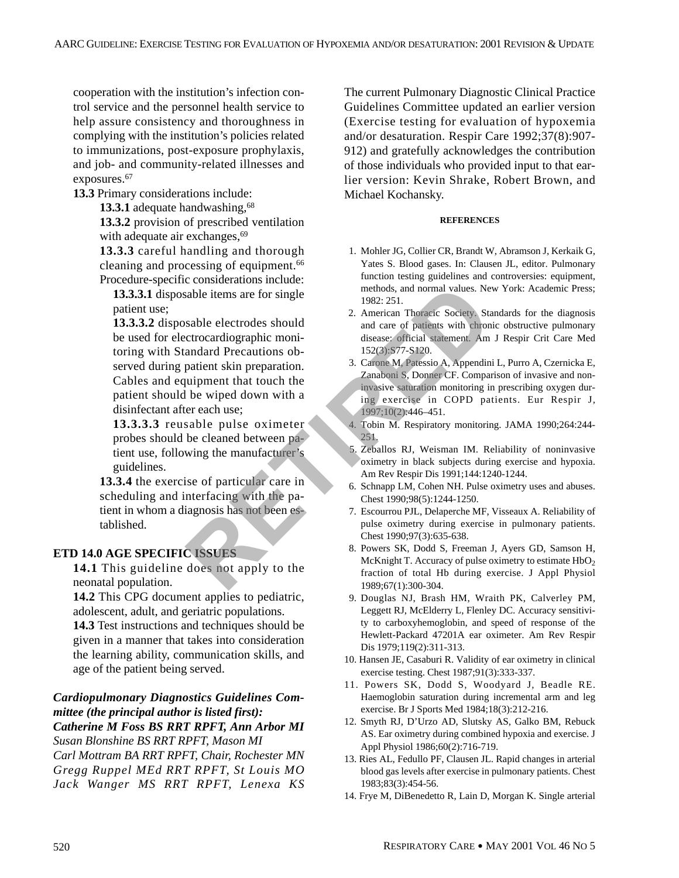cooperation with the institution's infection control service and the personnel health service to help assure consistency and thoroughness in complying with the institution's policies related to immunizations, post-exposure prophylaxis, and job- and community-related illnesses and exposures.[67]

**13.3** Primary considerations include:

**13.3.1** adequate handwashing,[68]

**13.3.2** provision of prescribed ventilation with adequate air exchanges,[69]

**13.3.3** careful handling and thorough cleaning and processing of equipment.[66] Procedure-specific considerations include:

**13.3.3.1** disposable items are for single patient use;

**13.3.3.2** disposable electrodes should be used for electrocardiographic monitoring with Standard Precautions observed during patient skin preparation. Cables and equipment that touch the patient should be wiped down with a disinfectant after each use;

**13.3.3.3** reusable pulse oximeter probes should be cleaned between patient use, following the manufacturer's guidelines.

**13.3.4** the exercise of particular care in scheduling and interfacing with the patient in whom a diagnosis has not been established.

## ETD 14.0 AGE SPECIFIC ISSUES

**14.1** This guideline does not apply to the neonatal population.

**14.2** This CPG document applies to pediatric, adolescent, adult, and geriatric populations.

**14.3** Test instructions and techniques should be given in a manner that takes into consideration the learning ability, communication skills, and age of the patient being served.

***Cardiopulmonary Diagnostics Guidelines Committee (the principal author is listed first):***
***Catherine M Foss BS RRT RPFT, Ann Arbor MI***
*Susan Blonshine BS RRT RPFT, Mason MI*
*Carl Mottram BA RRT RPFT, Chair, Rochester MN*
*Gregg Ruppel MEd RRT RPFT, St Louis MO*
*Jack Wanger MS RRT RPFT, Lenexa KS*

The current Pulmonary Diagnostic Clinical Practice Guidelines Committee updated an earlier version (Exercise testing for evaluation of hypoxemia and/or desaturation. Respir Care 1992;37(8):907-912) and gratefully acknowledges the contribution of those individuals who provided input to that earlier version: Kevin Shrake, Robert Brown, and Michael Kochansky.

### REFERENCES

1. Mohler JG, Collier CR, Brandt W, Abramson J, Kerkaik G, Yates S. Blood gases. In: Clausen JL, editor. Pulmonary function testing guidelines and controversies: equipment, methods, and normal values. New York: Academic Press; 1982: 251.
2. American Thoracic Society. Standards for the diagnosis and care of patients with chronic obstructive pulmonary disease: official statement. Am J Respir Crit Care Med 152(3):S77-S120.
3. Carone M, Patessio A, Appendini L, Purro A, Czernicka E, Zanaboni S, Donner CF. Comparison of invasive and noninvasive saturation monitoring in prescribing oxygen during exercise in COPD patients. Eur Respir J, 1997;10(2):446–451.
4. Tobin M. Respiratory monitoring. JAMA 1990;264:244-251.
5. Zeballos RJ, Weisman IM. Reliability of noninvasive oximetry in black subjects during exercise and hypoxia. Am Rev Respir Dis 1991;144:1240-1244.
6. Schnapp LM, Cohen NH. Pulse oximetry uses and abuses. Chest 1990;98(5):1244-1250.
7. Escourrou PJL, Delaperche MF, Visseaux A. Reliability of pulse oximetry during exercise in pulmonary patients. Chest 1990;97(3):635-638.
8. Powers SK, Dodd S, Freeman J, Ayers GD, Samson H, McKnight T. Accuracy of pulse oximetry to estimate $HbO_2$ fraction of total Hb during exercise. J Appl Physiol 1989;67(1):300-304.
9. Douglas NJ, Brash HM, Wraith PK, Calverley PM, Leggett RJ, McElderry L, Flenley DC. Accuracy sensitivity to carboxyhemoglobin, and speed of response of the Hewlett-Packard 47201A ear oximeter. Am Rev Respir Dis 1979;119(2):311-313.
10. Hansen JE, Casaburi R. Validity of ear oximetry in clinical exercise testing. Chest 1987;91(3):333-337.
11. Powers SK, Dodd S, Woodyard J, Beadle RE. Haemoglobin saturation during incremental arm and leg exercise. Br J Sports Med 1984;18(3):212-216.
12. Smyth RJ, D'Urzo AD, Slutsky AS, Galko BM, Rebuck AS. Ear oximetry during combined hypoxia and exercise. J Appl Physiol 1986;60(2):716-719.
13. Ries AL, Fedullo PF, Clausen JL. Rapid changes in arterial blood gas levels after exercise in pulmonary patients. Chest 1983;83(3):454-56.
14. Frye M, DiBenedetto R, Lain D, Morgan K. Single arterial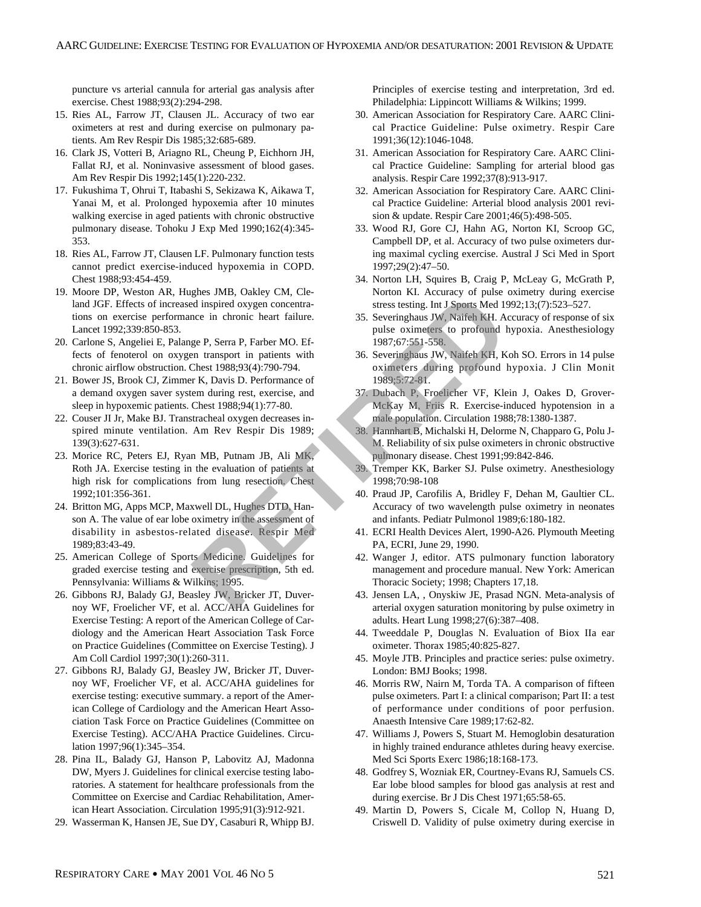puncture vs arterial cannula for arterial gas analysis after exercise. Chest 1988;93(2):294-298.

15. Ries AL, Farrow JT, Clausen JL. Accuracy of two ear oximeters at rest and during exercise on pulmonary patients. Am Rev Respir Dis 1985;32:685-689.
16. Clark JS, Votteri B, Ariagno RL, Cheung P, Eichhorn JH, Fallat RJ, et al. Noninvasive assessment of blood gases. Am Rev Respir Dis 1992;145(1):220-232.
17. Fukushima T, Ohrui T, Itabashi S, Sekizawa K, Aikawa T, Yanai M, et al. Prolonged hypoxemia after 10 minutes walking exercise in aged patients with chronic obstructive pulmonary disease. Tohoku J Exp Med 1990;162(4):345-353.
18. Ries AL, Farrow JT, Clausen LF. Pulmonary function tests cannot predict exercise-induced hypoxemia in COPD. Chest 1988;93:454-459.
19. Moore DP, Weston AR, Hughes JMB, Oakley CM, Cleland JGF. Effects of increased inspired oxygen concentrations on exercise performance in chronic heart failure. Lancet 1992;339:850-853.
20. Carlone S, Angeliei E, Palange P, Serra P, Farber MO. Effects of fenoterol on oxygen transport in patients with chronic airflow obstruction. Chest 1988;93(4):790-794.
21. Bower JS, Brook CJ, Zimmer K, Davis D. Performance of a demand oxygen saver system during rest, exercise, and sleep in hypoxemic patients. Chest 1988;94(1):77-80.
22. Couser JI Jr, Make BJ. Transtracheal oxygen decreases inspired minute ventilation. Am Rev Respir Dis 1989; 139(3):627-631.
23. Morice RC, Peters EJ, Ryan MB, Putnam JB, Ali MK, Roth JA. Exercise testing in the evaluation of patients at high risk for complications from lung resection. Chest 1992;101:356-361.
24. Britton MG, Apps MCP, Maxwell DL, Hughes DTD, Hanson A. The value of ear lobe oximetry in the assessment of disability in asbestos-related disease. Respir Med 1989;83:43-49.
25. American College of Sports Medicine. Guidelines for graded exercise testing and exercise prescription, 5th ed. Pennsylvania: Williams & Wilkins; 1995.
26. Gibbons RJ, Balady GJ, Beasley JW, Bricker JT, Duvernoy WF, Froelicher VF, et al. ACC/AHA Guidelines for Exercise Testing: A report of the American College of Cardiology and the American Heart Association Task Force on Practice Guidelines (Committee on Exercise Testing). J Am Coll Cardiol 1997;30(1):260-311.
27. Gibbons RJ, Balady GJ, Beasley JW, Bricker JT, Duvernoy WF, Froelicher VF, et al. ACC/AHA guidelines for exercise testing: executive summary. a report of the American College of Cardiology and the American Heart Association Task Force on Practice Guidelines (Committee on Exercise Testing). ACC/AHA Practice Guidelines. Circulation 1997;96(1):345–354.
28. Pina IL, Balady GJ, Hanson P, Labovitz AJ, Madonna DW, Myers J. Guidelines for clinical exercise testing laboratories. A statement for healthcare professionals from the Committee on Exercise and Cardiac Rehabilitation, American Heart Association. Circulation 1995;91(3):912-921.
29. Wasserman K, Hansen JE, Sue DY, Casaburi R, Whipp BJ. Principles of exercise testing and interpretation, 3rd ed. Philadelphia: Lippincott Williams & Wilkins; 1999.
30. American Association for Respiratory Care. AARC Clinical Practice Guideline: Pulse oximetry. Respir Care 1991;36(12):1046-1048.
31. American Association for Respiratory Care. AARC Clinical Practice Guideline: Sampling for arterial blood gas analysis. Respir Care 1992;37(8):913-917.
32. American Association for Respiratory Care. AARC Clinical Practice Guideline: Arterial blood analysis 2001 revision & update. Respir Care 2001;46(5):498-505.
33. Wood RJ, Gore CJ, Hahn AG, Norton KI, Scroop GC, Campbell DP, et al. Accuracy of two pulse oximeters during maximal cycling exercise. Austral J Sci Med in Sport 1997;29(2):47–50.
34. Norton LH, Squires B, Craig P, McLeay G, McGrath P, Norton KI. Accuracy of pulse oximetry during exercise stress testing. Int J Sports Med 1992;13;(7):523–527.
35. Severinghaus JW, Naifeh KH. Accuracy of response of six pulse oximeters to profound hypoxia. Anesthesiology 1987;67:551-558.
36. Severinghaus JW, Naifeh KH, Koh SO. Errors in 14 pulse oximeters during profound hypoxia. J Clin Monit 1989;5:72-81.
37. Dubach P, Froelicher VF, Klein J, Oakes D, Grover-McKay M, Friis R. Exercise-induced hypotension in a male population. Circulation 1988;78:1380-1387.
38. Hannhart B, Michalski H, Delorme N, Chapparo G, Polu J-M. Reliability of six pulse oximeters in chronic obstructive pulmonary disease. Chest 1991;99:842-846.
39. Tremper KK, Barker SJ. Pulse oximetry. Anesthesiology 1998;70:98-108
40. Praud JP, Carofilis A, Bridley F, Dehan M, Gaultier CL. Accuracy of two wavelength pulse oximetry in neonates and infants. Pediatr Pulmonol 1989;6:180-182.
41. ECRI Health Devices Alert, 1990-A26. Plymouth Meeting PA, ECRI, June 29, 1990.
42. Wanger J, editor. ATS pulmonary function laboratory management and procedure manual. New York: American Thoracic Society; 1998; Chapters 17,18.
43. Jensen LA, , Onyskiw JE, Prasad NGN. Meta-analysis of arterial oxygen saturation monitoring by pulse oximetry in adults. Heart Lung 1998;27(6):387–408.
44. Tweeddale P, Douglas N. Evaluation of Biox IIa ear oximeter. Thorax 1985;40:825-827.
45. Moyle JTB. Principles and practice series: pulse oximetry. London: BMJ Books; 1998.
46. Morris RW, Nairn M, Torda TA. A comparison of fifteen pulse oximeters. Part I: a clinical comparison; Part II: a test of performance under conditions of poor perfusion. Anaesth Intensive Care 1989;17:62-82.
47. Williams J, Powers S, Stuart M. Hemoglobin desaturation in highly trained endurance athletes during heavy exercise. Med Sci Sports Exerc 1986;18:168-173.
48. Godfrey S, Wozniak ER, Courtney-Evans RJ, Samuels CS. Ear lobe blood samples for blood gas analysis at rest and during exercise. Br J Dis Chest 1971;65:58-65.
49. Martin D, Powers S, Cicale M, Collop N, Huang D, Criswell D. Validity of pulse oximetry during exercise in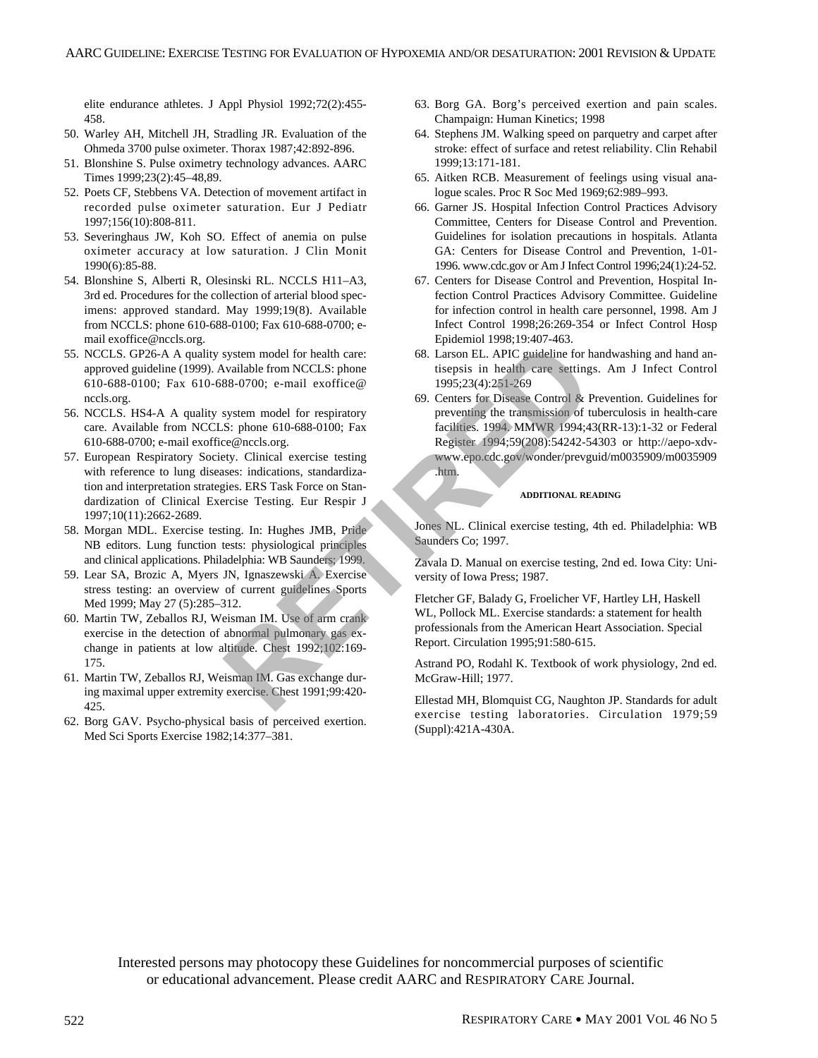elite endurance athletes. J Appl Physiol 1992;72(2):455-458.

50. Warley AH, Mitchell JH, Stradling JR. Evaluation of the Ohmeda 3700 pulse oximeter. Thorax 1987;42:892-896.
51. Blonshine S. Pulse oximetry technology advances. AARC Times 1999;23(2):45–48,89.
52. Poets CF, Stebbens VA. Detection of movement artifact in recorded pulse oximeter saturation. Eur J Pediatr 1997;156(10):808-811.
53. Severinghaus JW, Koh SO. Effect of anemia on pulse oximeter accuracy at low saturation. J Clin Monit 1990(6):85-88.
54. Blonshine S, Alberti R, Olesinski RL. NCCLS H11–A3, 3rd ed. Procedures for the collection of arterial blood specimens: approved standard. May 1999;19(8). Available from NCCLS: phone 610-688-0100; Fax 610-688-0700; e-mail exoffice@nccls.org.
55. NCCLS. GP26-A A quality system model for health care: approved guideline (1999). Available from NCCLS: phone 610-688-0100; Fax 610-688-0700; e-mail exoffice@ nccls.org.
56. NCCLS. HS4-A A quality system model for respiratory care. Available from NCCLS: phone 610-688-0100; Fax 610-688-0700; e-mail exoffice@nccls.org.
57. European Respiratory Society. Clinical exercise testing with reference to lung diseases: indications, standardization and interpretation strategies. ERS Task Force on Standardization of Clinical Exercise Testing. Eur Respir J 1997;10(11):2662-2689.
58. Morgan MDL. Exercise testing. In: Hughes JMB, Pride NB editors. Lung function tests: physiological principles and clinical applications. Philadelphia: WB Saunders; 1999.
59. Lear SA, Brozic A, Myers JN, Ignaszewski A. Exercise stress testing: an overview of current guidelines Sports Med 1999; May 27 (5):285–312.
60. Martin TW, Zeballos RJ, Weisman IM. Use of arm crank exercise in the detection of abnormal pulmonary gas exchange in patients at low altitude. Chest 1992;102:169-175.
61. Martin TW, Zeballos RJ, Weisman IM. Gas exchange during maximal upper extremity exercise. Chest 1991;99:420-425.
62. Borg GAV. Psycho-physical basis of perceived exertion. Med Sci Sports Exercise 1982;14:377–381.
63. Borg GA. Borg's perceived exertion and pain scales. Champaign: Human Kinetics; 1998
64. Stephens JM. Walking speed on parquetry and carpet after stroke: effect of surface and retest reliability. Clin Rehabil 1999;13:171-181.
65. Aitken RCB. Measurement of feelings using visual analogue scales. Proc R Soc Med 1969;62:989–993.
66. Garner JS. Hospital Infection Control Practices Advisory Committee, Centers for Disease Control and Prevention. Guidelines for isolation precautions in hospitals. Atlanta GA: Centers for Disease Control and Prevention, 1-01-1996. www.cdc.gov or Am J Infect Control 1996;24(1):24-52.
67. Centers for Disease Control and Prevention, Hospital Infection Control Practices Advisory Committee. Guideline for infection control in health care personnel, 1998. Am J Infect Control 1998;26:269-354 or Infect Control Hosp Epidemiol 1998;19:407-463.
68. Larson EL. APIC guideline for handwashing and hand antisepsis in health care settings. Am J Infect Control 1995;23(4):251-269
69. Centers for Disease Control & Prevention. Guidelines for preventing the transmission of tuberculosis in health-care facilities. 1994. MMWR 1994;43(RR-13):1-32 or Federal Register 1994;59(208):54242-54303 or http://aepo-xdv-www.epo.cdc.gov/wonder/prevguid/m0035909/m0035909.htm.

###### ADDITIONAL READING

Jones NL. Clinical exercise testing, 4th ed. Philadelphia: WB Saunders Co; 1997.

Zavala D. Manual on exercise testing, 2nd ed. Iowa City: University of Iowa Press; 1987.

Fletcher GF, Balady G, Froelicher VF, Hartley LH, Haskell WL, Pollock ML. Exercise standards: a statement for health professionals from the American Heart Association. Special Report. Circulation 1995;91:580-615.

Astrand PO, Rodahl K. Textbook of work physiology, 2nd ed. McGraw-Hill; 1977.

Ellestad MH, Blomquist CG, Naughton JP. Standards for adult exercise testing laboratories. Circulation 1979;59 (Suppl):421A-430A.

RETIRED

Interested persons may photocopy these Guidelines for noncommercial purposes of scientific or educational advancement. Please credit AARC and RESPIRATORY CARE Journal.